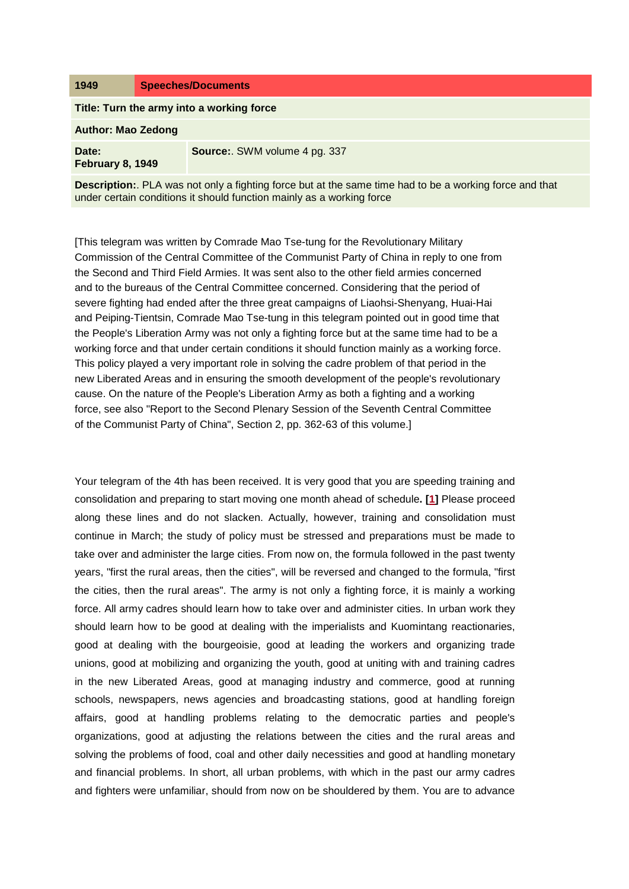| 1949 | Speeches/Documents |
|---|---|
| **Title: Turn the army into a working force** | |
| **Author: Mao Zedong** | |
| **Date: February 8, 1949** | **Source:**. SWM volume 4 pg. 337 |
| **Description:**. PLA was not only a fighting force but at the same time had to be a working force and that under certain conditions it should function mainly as a working force | |

[This telegram was written by Comrade Mao Tse-tung for the Revolutionary Military Commission of the Central Committee of the Communist Party of China in reply to one from the Second and Third Field Armies. It was sent also to the other field armies concerned and to the bureaus of the Central Committee concerned. Considering that the period of severe fighting had ended after the three great campaigns of Liaohsi-Shenyang, Huai-Hai and Peiping-Tientsin, Comrade Mao Tse-tung in this telegram pointed out in good time that the People's Liberation Army was not only a fighting force but at the same time had to be a working force and that under certain conditions it should function mainly as a working force. This policy played a very important role in solving the cadre problem of that period in the new Liberated Areas and in ensuring the smooth development of the people's revolutionary cause. On the nature of the People's Liberation Army as both a fighting and a working force, see also "Report to the Second Plenary Session of the Seventh Central Committee of the Communist Party of China", Section 2, pp. 362-63 of this volume.]

Your telegram of the 4th has been received. It is very good that you are speeding training and consolidation and preparing to start moving one month ahead of schedule. **[1]** Please proceed along these lines and do not slacken. Actually, however, training and consolidation must continue in March; the study of policy must be stressed and preparations must be made to take over and administer the large cities. From now on, the formula followed in the past twenty years, "first the rural areas, then the cities", will be reversed and changed to the formula, "first the cities, then the rural areas". The army is not only a fighting force, it is mainly a working force. All army cadres should learn how to take over and administer cities. In urban work they should learn how to be good at dealing with the imperialists and Kuomintang reactionaries, good at dealing with the bourgeoisie, good at leading the workers and organizing trade unions, good at mobilizing and organizing the youth, good at uniting with and training cadres in the new Liberated Areas, good at managing industry and commerce, good at running schools, newspapers, news agencies and broadcasting stations, good at handling foreign affairs, good at handling problems relating to the democratic parties and people's organizations, good at adjusting the relations between the cities and the rural areas and solving the problems of food, coal and other daily necessities and good at handling monetary and financial problems. In short, all urban problems, with which in the past our army cadres and fighters were unfamiliar, should from now on be shouldered by them. You are to advance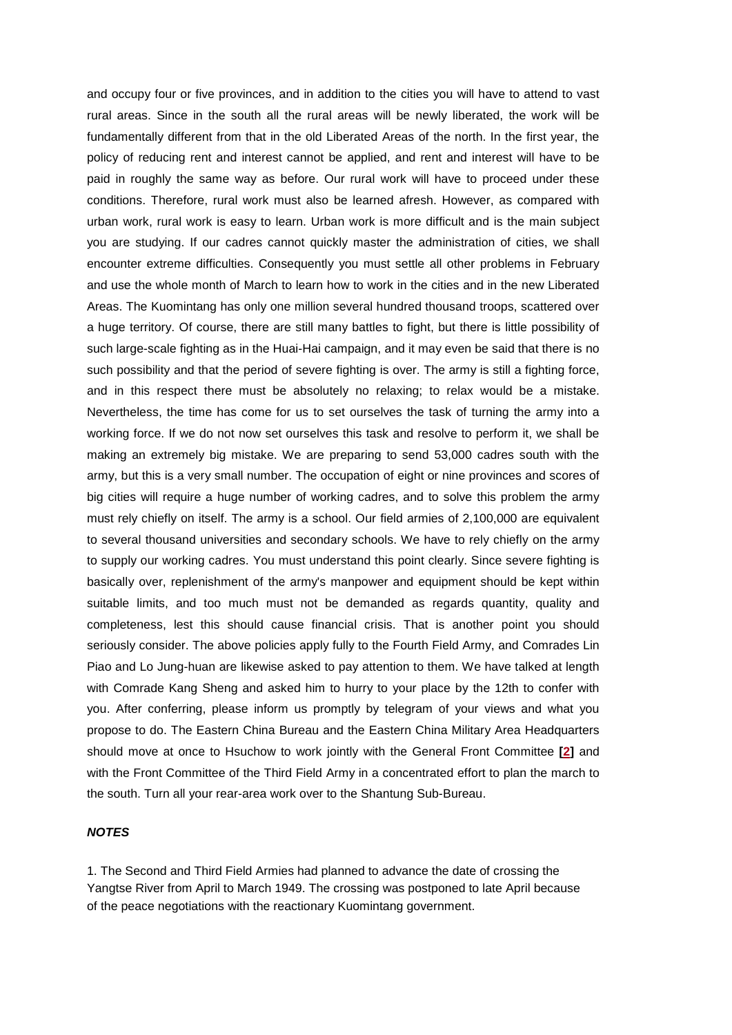and occupy four or five provinces, and in addition to the cities you will have to attend to vast rural areas. Since in the south all the rural areas will be newly liberated, the work will be fundamentally different from that in the old Liberated Areas of the north. In the first year, the policy of reducing rent and interest cannot be applied, and rent and interest will have to be paid in roughly the same way as before. Our rural work will have to proceed under these conditions. Therefore, rural work must also be learned afresh. However, as compared with urban work, rural work is easy to learn. Urban work is more difficult and is the main subject you are studying. If our cadres cannot quickly master the administration of cities, we shall encounter extreme difficulties. Consequently you must settle all other problems in February and use the whole month of March to learn how to work in the cities and in the new Liberated Areas. The Kuomintang has only one million several hundred thousand troops, scattered over a huge territory. Of course, there are still many battles to fight, but there is little possibility of such large-scale fighting as in the Huai-Hai campaign, and it may even be said that there is no such possibility and that the period of severe fighting is over. The army is still a fighting force, and in this respect there must be absolutely no relaxing; to relax would be a mistake. Nevertheless, the time has come for us to set ourselves the task of turning the army into a working force. If we do not now set ourselves this task and resolve to perform it, we shall be making an extremely big mistake. We are preparing to send 53,000 cadres south with the army, but this is a very small number. The occupation of eight or nine provinces and scores of big cities will require a huge number of working cadres, and to solve this problem the army must rely chiefly on itself. The army is a school. Our field armies of 2,100,000 are equivalent to several thousand universities and secondary schools. We have to rely chiefly on the army to supply our working cadres. You must understand this point clearly. Since severe fighting is basically over, replenishment of the army's manpower and equipment should be kept within suitable limits, and too much must not be demanded as regards quantity, quality and completeness, lest this should cause financial crisis. That is another point you should seriously consider. The above policies apply fully to the Fourth Field Army, and Comrades Lin Piao and Lo Jung-huan are likewise asked to pay attention to them. We have talked at length with Comrade Kang Sheng and asked him to hurry to your place by the 12th to confer with you. After conferring, please inform us promptly by telegram of your views and what you propose to do. The Eastern China Bureau and the Eastern China Military Area Headquarters should move at once to Hsuchow to work jointly with the General Front Committee [2] and with the Front Committee of the Third Field Army in a concentrated effort to plan the march to the south. Turn all your rear-area work over to the Shantung Sub-Bureau.

***NOTES***

1. The Second and Third Field Armies had planned to advance the date of crossing the Yangtse River from April to March 1949. The crossing was postponed to late April because of the peace negotiations with the reactionary Kuomintang government.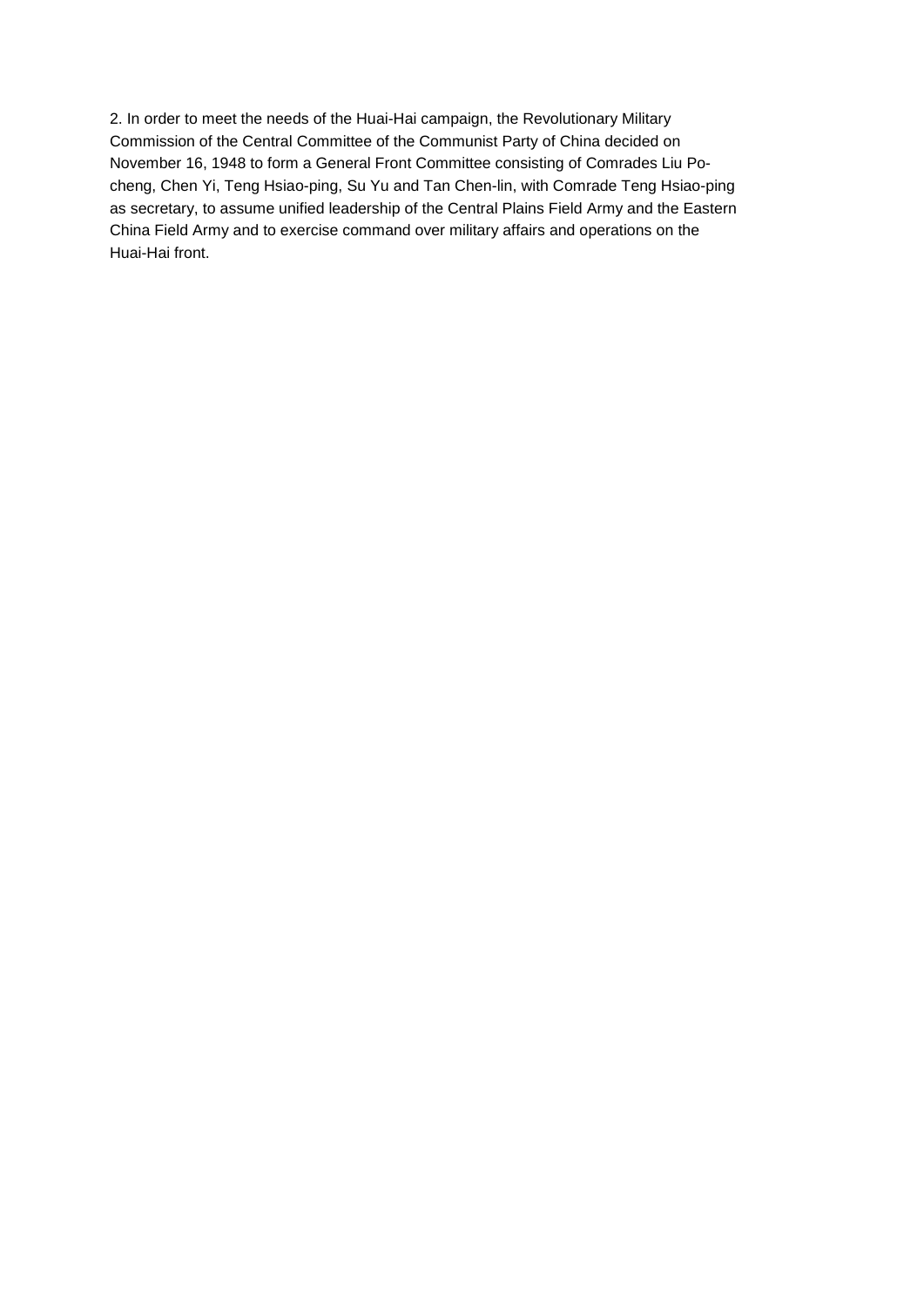2. In order to meet the needs of the Huai-Hai campaign, the Revolutionary Military Commission of the Central Committee of the Communist Party of China decided on November 16, 1948 to form a General Front Committee consisting of Comrades Liu Po-cheng, Chen Yi, Teng Hsiao-ping, Su Yu and Tan Chen-lin, with Comrade Teng Hsiao-ping as secretary, to assume unified leadership of the Central Plains Field Army and the Eastern China Field Army and to exercise command over military affairs and operations on the Huai-Hai front.